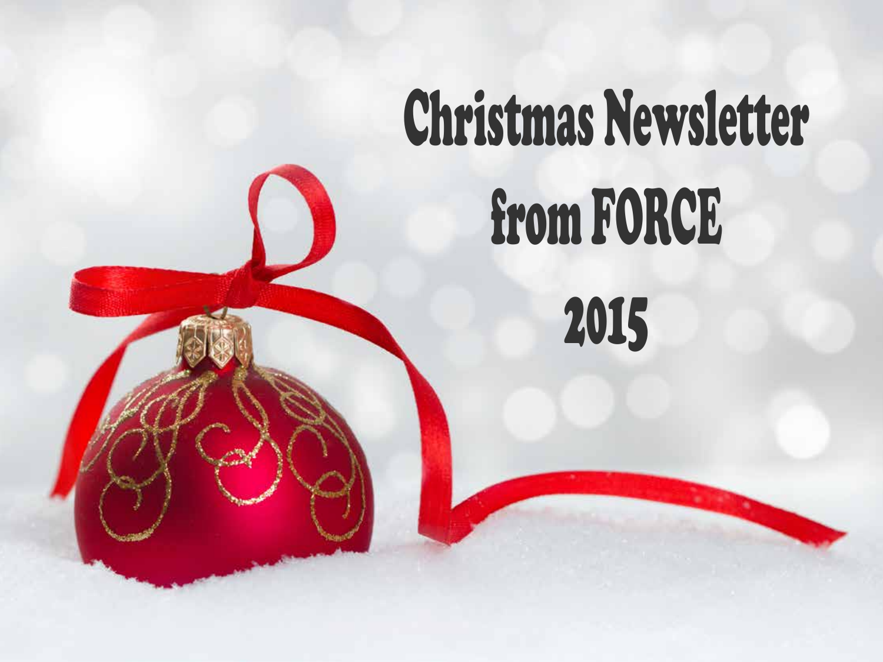# Christmas Newsletter from FORCE 2015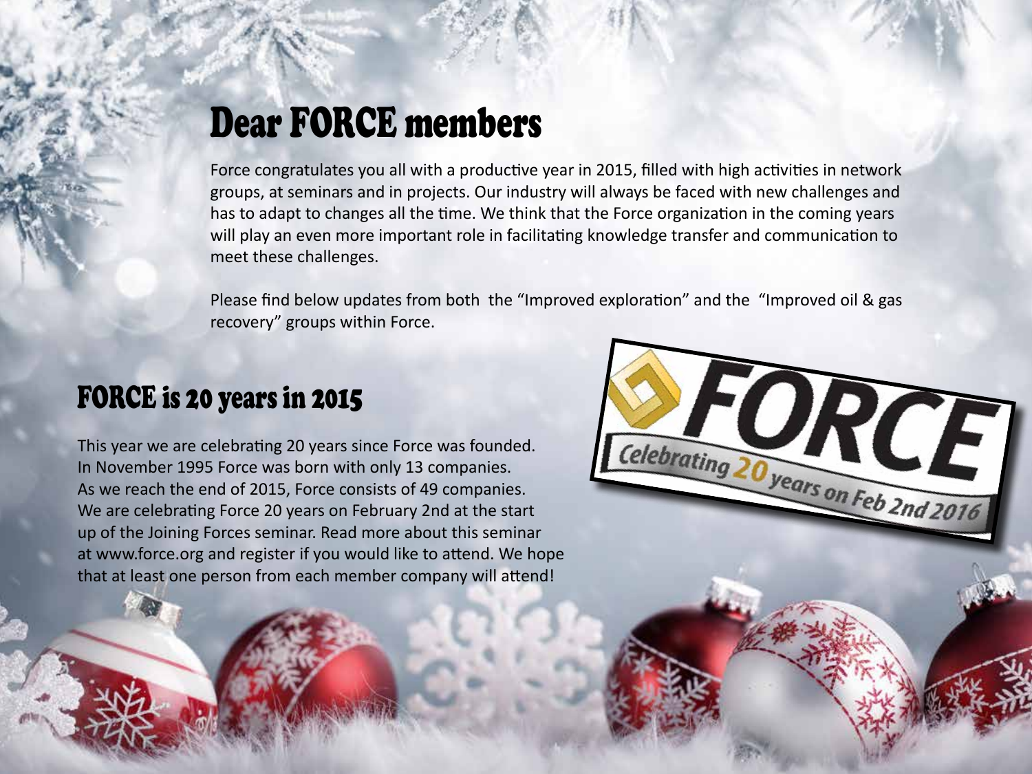# Dear FORCE members

Force congratulates you all with a productive year in 2015, filled with high activities in network groups, at seminars and in projects. Our industry will always be faced with new challenges and has to adapt to changes all the time. We think that the Force organization in the coming years will play an even more important role in facilitating knowledge transfer and communication to meet these challenges.

Please find below updates from both the "Improved exploration" and the "Improved oil & gas recovery" groups within Force.

## FORCE is 20 years in 2015

This year we are celebrating 20 years since Force was founded. In November 1995 Force was born with only 13 companies. As we reach the end of 2015, Force consists of 49 companies. We are celebrating Force 20 years on February 2nd at the start up of the Joining Forces seminar. Read more about this seminar at www.force.org and register if you would like to attend. We hope that at least one person from each member company will attend!

FORCE
Celebrating 20 years on Feb 2nd 2016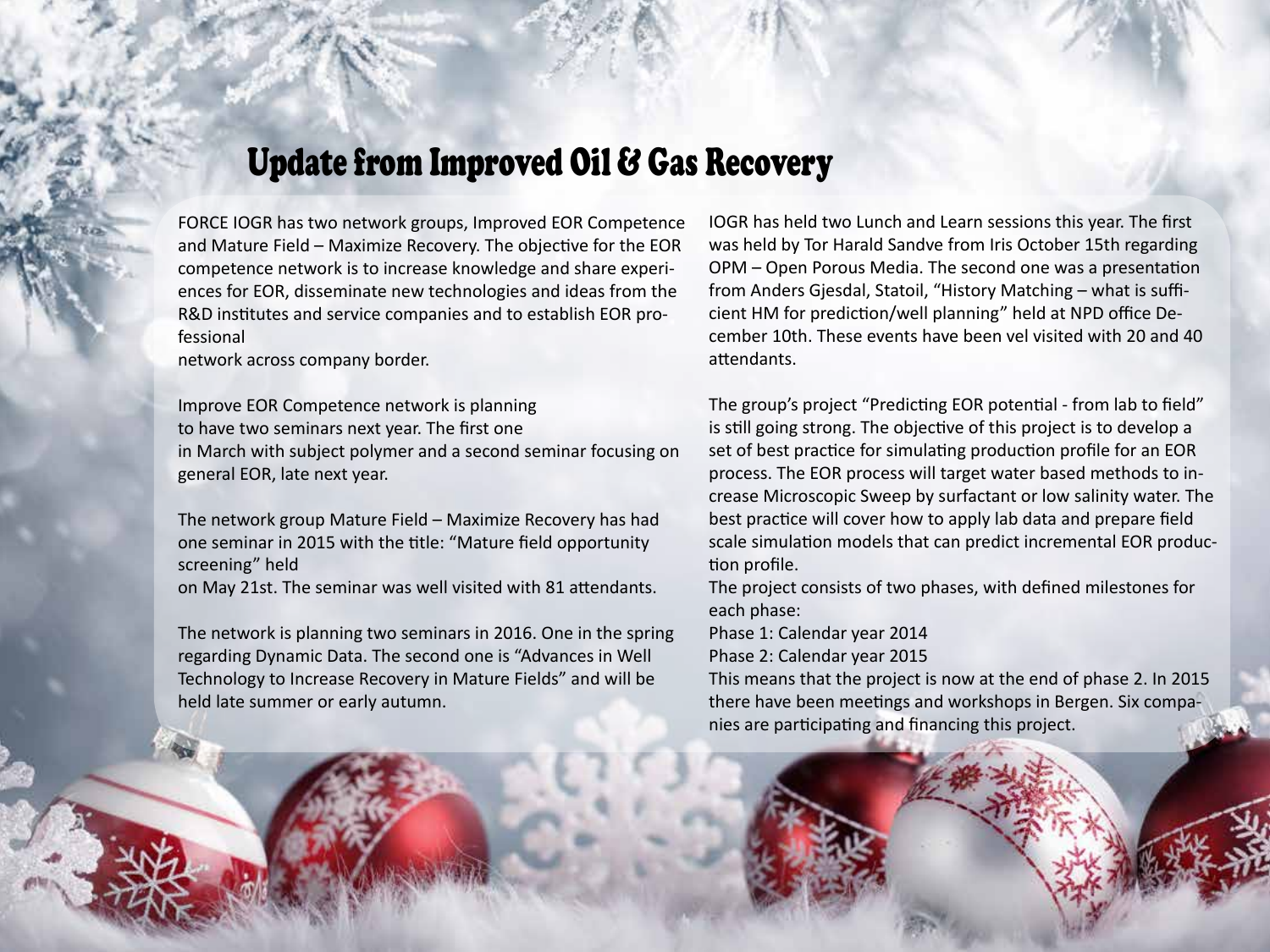# Update from Improved Oil & Gas Recovery

FORCE IOGR has two network groups, Improved EOR Competence and Mature Field – Maximize Recovery. The objective for the EOR competence network is to increase knowledge and share experiences for EOR, disseminate new technologies and ideas from the R&D institutes and service companies and to establish EOR professional network across company border.

Improve EOR Competence network is planning to have two seminars next year. The first one in March with subject polymer and a second seminar focusing on general EOR, late next year.

The network group Mature Field – Maximize Recovery has had one seminar in 2015 with the title: "Mature field opportunity screening" held on May 21st. The seminar was well visited with 81 attendants.

The network is planning two seminars in 2016. One in the spring regarding Dynamic Data. The second one is "Advances in Well Technology to Increase Recovery in Mature Fields" and will be held late summer or early autumn.

IOGR has held two Lunch and Learn sessions this year. The first was held by Tor Harald Sandve from Iris October 15th regarding OPM – Open Porous Media. The second one was a presentation from Anders Gjesdal, Statoil, "History Matching – what is sufficient HM for prediction/well planning" held at NPD office December 10th. These events have been vel visited with 20 and 40 attendants.

The group's project "Predicting EOR potential - from lab to field" is still going strong. The objective of this project is to develop a set of best practice for simulating production profile for an EOR process. The EOR process will target water based methods to increase Microscopic Sweep by surfactant or low salinity water. The best practice will cover how to apply lab data and prepare field scale simulation models that can predict incremental EOR production profile.

The project consists of two phases, with defined milestones for each phase:

Phase 1: Calendar year 2014

Phase 2: Calendar year 2015

This means that the project is now at the end of phase 2. In 2015 there have been meetings and workshops in Bergen. Six companies are participating and financing this project.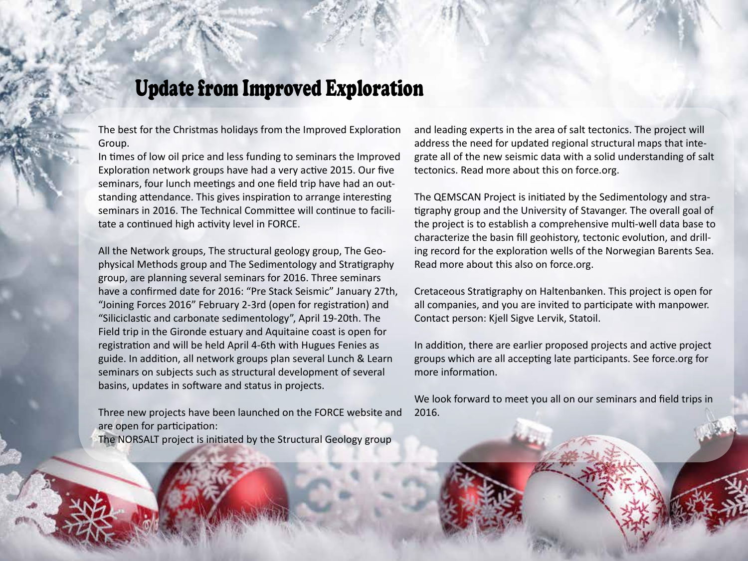# Update from Improved Exploration

The best for the Christmas holidays from the Improved Exploration Group.
In times of low oil price and less funding to seminars the Improved Exploration network groups have had a very active 2015. Our five seminars, four lunch meetings and one field trip have had an outstanding attendance. This gives inspiration to arrange interesting seminars in 2016. The Technical Committee will continue to facilitate a continued high activity level in FORCE.

All the Network groups, The structural geology group, The Geophysical Methods group and The Sedimentology and Stratigraphy group, are planning several seminars for 2016. Three seminars have a confirmed date for 2016: "Pre Stack Seismic" January 27th, "Joining Forces 2016" February 2-3rd (open for registration) and "Siliciclastic and carbonate sedimentology", April 19-20th. The Field trip in the Gironde estuary and Aquitaine coast is open for registration and will be held April 4-6th with Hugues Fenies as guide. In addition, all network groups plan several Lunch & Learn seminars on subjects such as structural development of several basins, updates in software and status in projects.

Three new projects have been launched on the FORCE website and are open for participation:
The NORSALT project is initiated by the Structural Geology group and leading experts in the area of salt tectonics. The project will address the need for updated regional structural maps that integrate all of the new seismic data with a solid understanding of salt tectonics. Read more about this on force.org.

The QEMSCAN Project is initiated by the Sedimentology and stratigraphy group and the University of Stavanger. The overall goal of the project is to establish a comprehensive multi-well data base to characterize the basin fill geohistory, tectonic evolution, and drilling record for the exploration wells of the Norwegian Barents Sea. Read more about this also on force.org.

Cretaceous Stratigraphy on Haltenbanken. This project is open for all companies, and you are invited to participate with manpower. Contact person: Kjell Sigve Lervik, Statoil.

In addition, there are earlier proposed projects and active project groups which are all accepting late participants. See force.org for more information.

We look forward to meet you all on our seminars and field trips in 2016.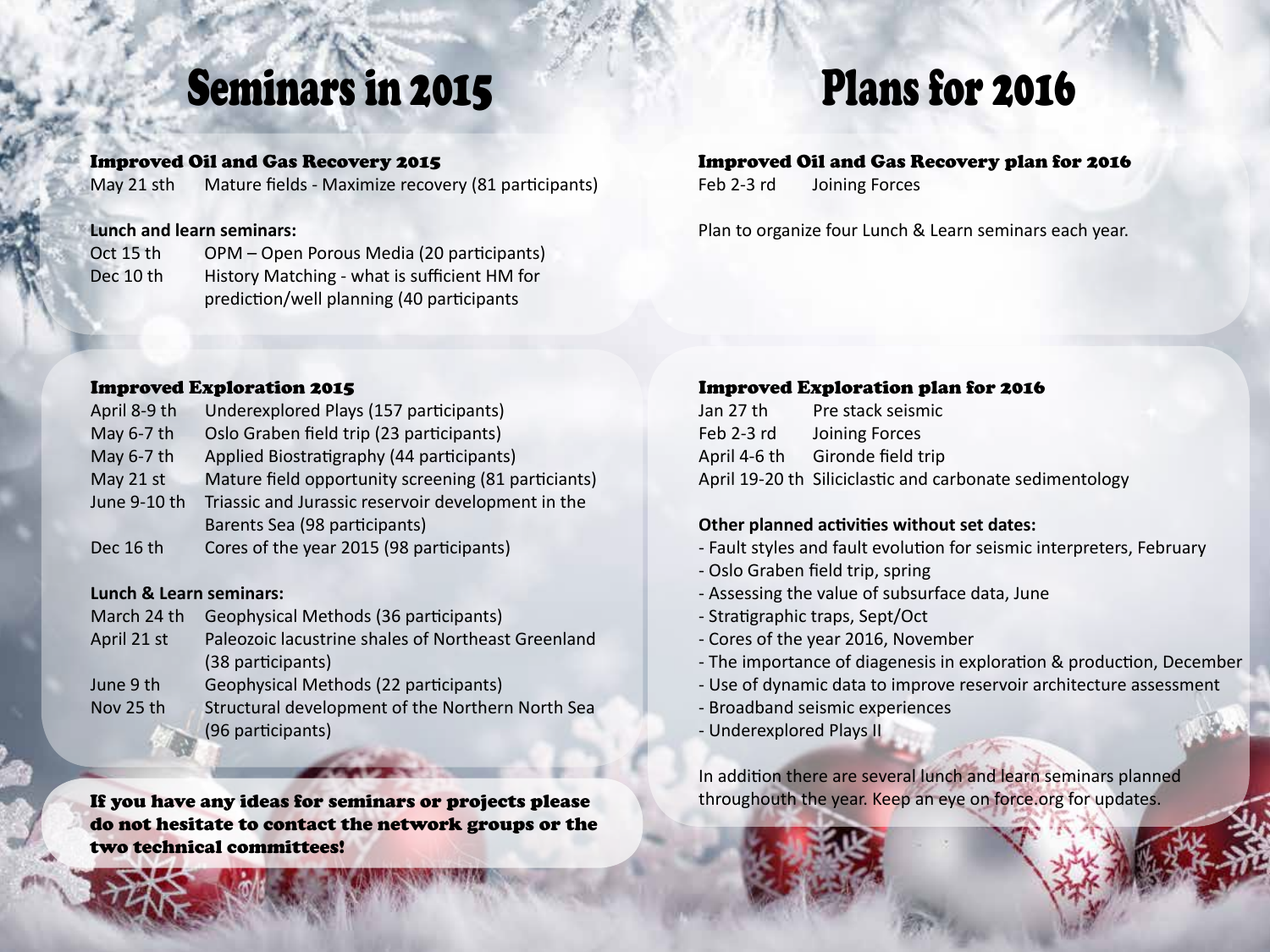# Seminars in 2015

### Improved Oil and Gas Recovery 2015

May 21 sth — Mature fields - Maximize recovery (81 participants)

**Lunch and learn seminars:**

Oct 15 th — OPM – Open Porous Media (20 participants)
Dec 10 th — History Matching - what is sufficient HM for prediction/well planning (40 participants

### Improved Exploration 2015

April 8-9 th — Underexplored Plays (157 participants)
May 6-7 th — Oslo Graben field trip (23 participants)
May 6-7 th — Applied Biostratigraphy (44 participants)
May 21 st — Mature field opportunity screening (81 particiants)
June 9-10 th — Triassic and Jurassic reservoir development in the Barents Sea (98 participants)
Dec 16 th — Cores of the year 2015 (98 participants)

**Lunch & Learn seminars:**

March 24 th — Geophysical Methods (36 participants)
April 21 st — Paleozoic lacustrine shales of Northeast Greenland (38 participants)
June 9 th — Geophysical Methods (22 participants)
Nov 25 th — Structural development of the Northern North Sea (96 participants)

**If you have any ideas for seminars or projects please do not hesitate to contact the network groups or the two technical committees!**

# Plans for 2016

### Improved Oil and Gas Recovery plan for 2016

Feb 2-3 rd — Joining Forces

Plan to organize four Lunch & Learn seminars each year.

### Improved Exploration plan for 2016

Jan 27 th — Pre stack seismic
Feb 2-3 rd — Joining Forces
April 4-6 th — Gironde field trip
April 19-20 th — Siliciclastic and carbonate sedimentology

**Other planned activities without set dates:**

- Fault styles and fault evolution for seismic interpreters, February
- Oslo Graben field trip, spring
- Assessing the value of subsurface data, June
- Stratigraphic traps, Sept/Oct
- Cores of the year 2016, November
- The importance of diagenesis in exploration & production, December
- Use of dynamic data to improve reservoir architecture assessment
- Broadband seismic experiences
- Underexplored Plays II

In addition there are several lunch and learn seminars planned throughouth the year. Keep an eye on force.org for updates.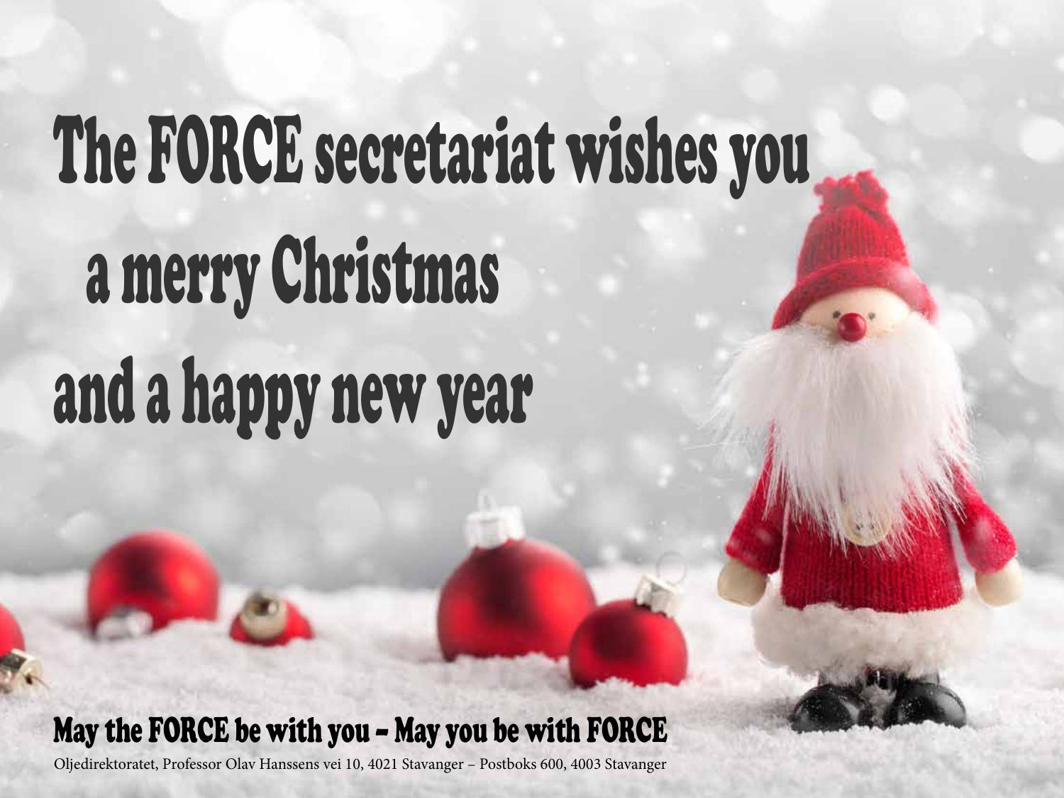# The FORCE secretariat wishes you a merry Christmas and a happy new year

**May the FORCE be with you – May you be with FORCE**

Oljedirektoratet, Professor Olav Hanssens vei 10, 4021 Stavanger – Postboks 600, 4003 Stavanger